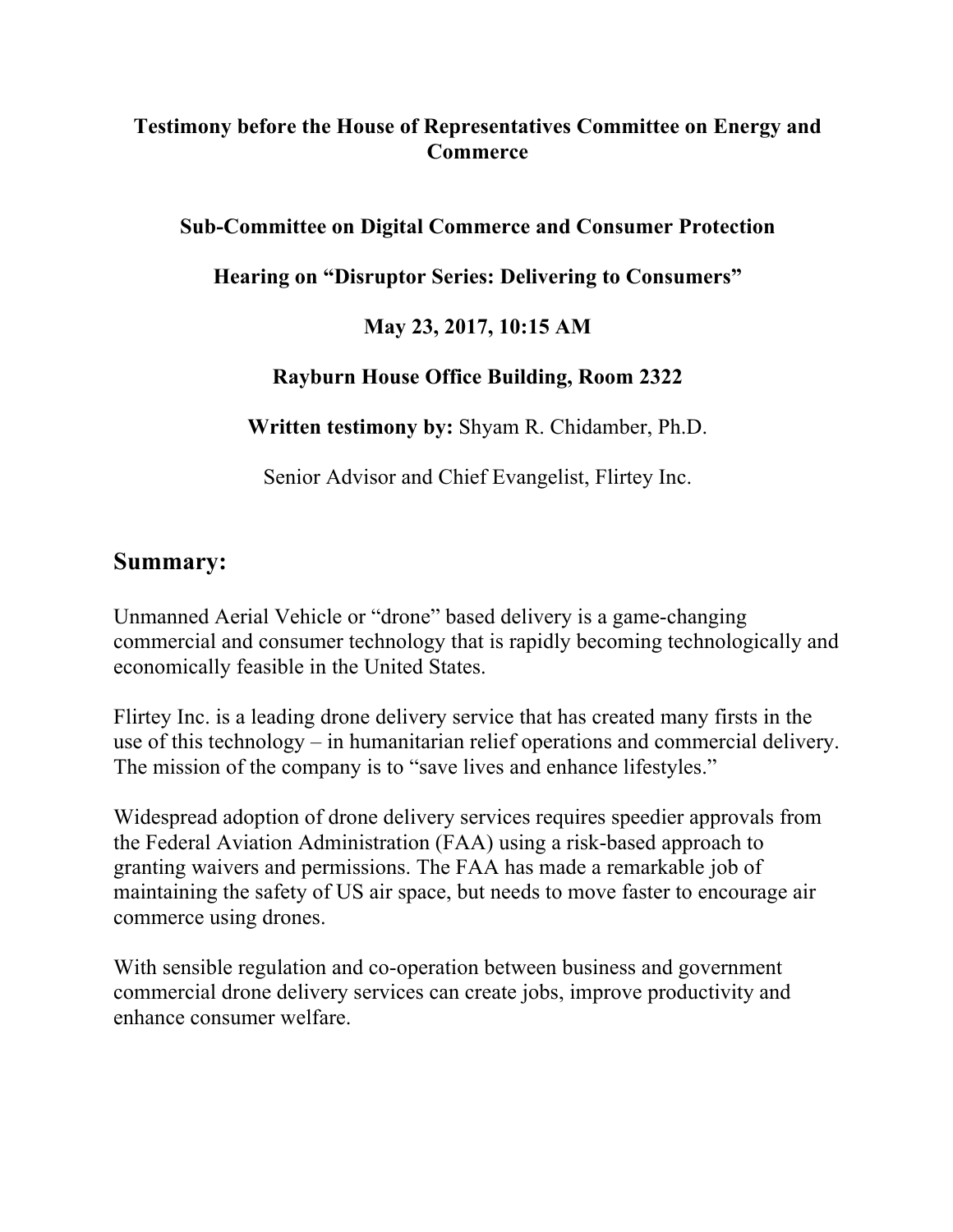**Testimony before the House of Representatives Committee on Energy and Commerce**

**Sub-Committee on Digital Commerce and Consumer Protection**

**Hearing on "Disruptor Series: Delivering to Consumers"**

**May 23, 2017, 10:15 AM**

**Rayburn House Office Building, Room 2322**

**Written testimony by:** Shyam R. Chidamber, Ph.D.

Senior Advisor and Chief Evangelist, Flirtey Inc.

## Summary:

Unmanned Aerial Vehicle or "drone" based delivery is a game-changing commercial and consumer technology that is rapidly becoming technologically and economically feasible in the United States.

Flirtey Inc. is a leading drone delivery service that has created many firsts in the use of this technology – in humanitarian relief operations and commercial delivery. The mission of the company is to "save lives and enhance lifestyles."

Widespread adoption of drone delivery services requires speedier approvals from the Federal Aviation Administration (FAA) using a risk-based approach to granting waivers and permissions. The FAA has made a remarkable job of maintaining the safety of US air space, but needs to move faster to encourage air commerce using drones.

With sensible regulation and co-operation between business and government commercial drone delivery services can create jobs, improve productivity and enhance consumer welfare.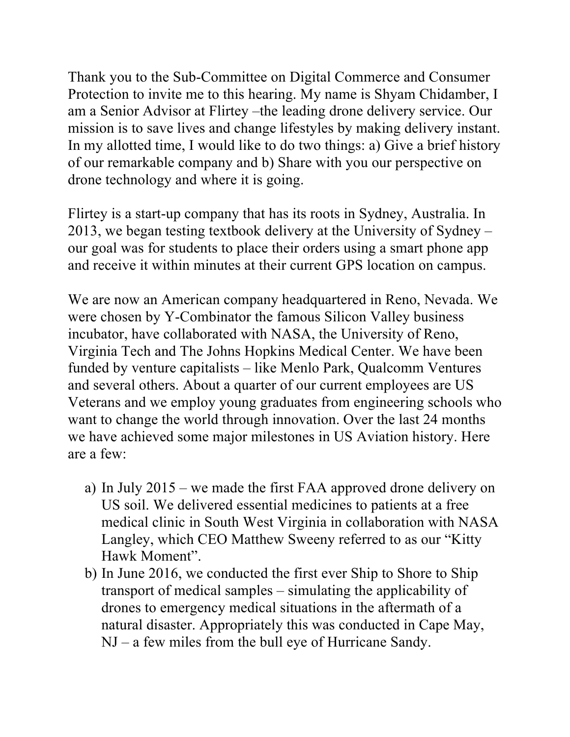Thank you to the Sub-Committee on Digital Commerce and Consumer Protection to invite me to this hearing. My name is Shyam Chidamber, I am a Senior Advisor at Flirtey –the leading drone delivery service. Our mission is to save lives and change lifestyles by making delivery instant. In my allotted time, I would like to do two things: a) Give a brief history of our remarkable company and b) Share with you our perspective on drone technology and where it is going.

Flirtey is a start-up company that has its roots in Sydney, Australia. In 2013, we began testing textbook delivery at the University of Sydney – our goal was for students to place their orders using a smart phone app and receive it within minutes at their current GPS location on campus.

We are now an American company headquartered in Reno, Nevada. We were chosen by Y-Combinator the famous Silicon Valley business incubator, have collaborated with NASA, the University of Reno, Virginia Tech and The Johns Hopkins Medical Center. We have been funded by venture capitalists – like Menlo Park, Qualcomm Ventures and several others. About a quarter of our current employees are US Veterans and we employ young graduates from engineering schools who want to change the world through innovation. Over the last 24 months we have achieved some major milestones in US Aviation history. Here are a few:

a) In July 2015 – we made the first FAA approved drone delivery on US soil. We delivered essential medicines to patients at a free medical clinic in South West Virginia in collaboration with NASA Langley, which CEO Matthew Sweeny referred to as our "Kitty Hawk Moment".
b) In June 2016, we conducted the first ever Ship to Shore to Ship transport of medical samples – simulating the applicability of drones to emergency medical situations in the aftermath of a natural disaster. Appropriately this was conducted in Cape May, NJ – a few miles from the bull eye of Hurricane Sandy.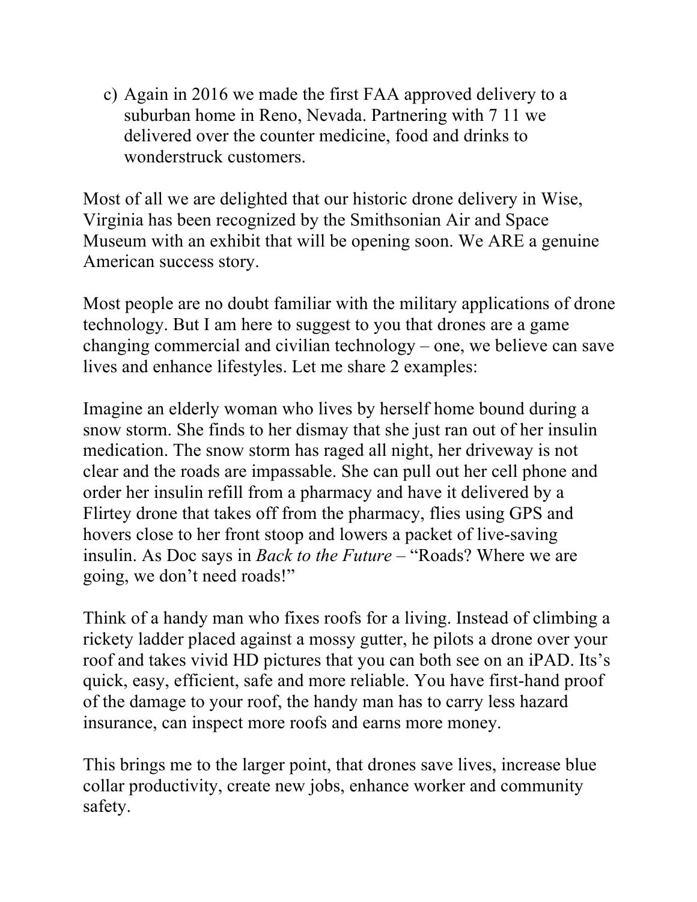c) Again in 2016 we made the first FAA approved delivery to a suburban home in Reno, Nevada. Partnering with 7 11 we delivered over the counter medicine, food and drinks to wonderstruck customers.

Most of all we are delighted that our historic drone delivery in Wise, Virginia has been recognized by the Smithsonian Air and Space Museum with an exhibit that will be opening soon. We ARE a genuine American success story.

Most people are no doubt familiar with the military applications of drone technology. But I am here to suggest to you that drones are a game changing commercial and civilian technology – one, we believe can save lives and enhance lifestyles. Let me share 2 examples:

Imagine an elderly woman who lives by herself home bound during a snow storm. She finds to her dismay that she just ran out of her insulin medication. The snow storm has raged all night, her driveway is not clear and the roads are impassable. She can pull out her cell phone and order her insulin refill from a pharmacy and have it delivered by a Flirtey drone that takes off from the pharmacy, flies using GPS and hovers close to her front stoop and lowers a packet of live-saving insulin. As Doc says in *Back to the Future* – "Roads? Where we are going, we don't need roads!"

Think of a handy man who fixes roofs for a living. Instead of climbing a rickety ladder placed against a mossy gutter, he pilots a drone over your roof and takes vivid HD pictures that you can both see on an iPAD. Its's quick, easy, efficient, safe and more reliable. You have first-hand proof of the damage to your roof, the handy man has to carry less hazard insurance, can inspect more roofs and earns more money.

This brings me to the larger point, that drones save lives, increase blue collar productivity, create new jobs, enhance worker and community safety.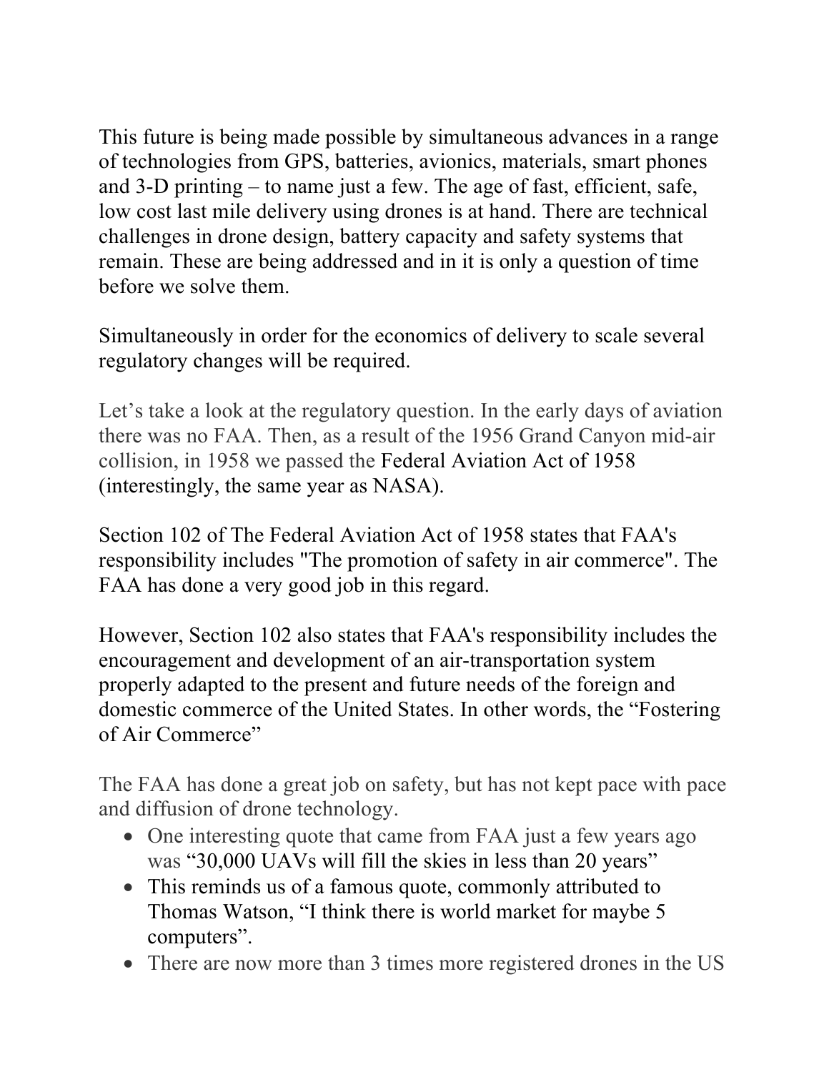This future is being made possible by simultaneous advances in a range of technologies from GPS, batteries, avionics, materials, smart phones and 3-D printing – to name just a few. The age of fast, efficient, safe, low cost last mile delivery using drones is at hand. There are technical challenges in drone design, battery capacity and safety systems that remain. These are being addressed and in it is only a question of time before we solve them.

Simultaneously in order for the economics of delivery to scale several regulatory changes will be required.

Let's take a look at the regulatory question. In the early days of aviation there was no FAA. Then, as a result of the 1956 Grand Canyon mid-air collision, in 1958 we passed the Federal Aviation Act of 1958 (interestingly, the same year as NASA).

Section 102 of The Federal Aviation Act of 1958 states that FAA's responsibility includes "The promotion of safety in air commerce". The FAA has done a very good job in this regard.

However, Section 102 also states that FAA's responsibility includes the encouragement and development of an air-transportation system properly adapted to the present and future needs of the foreign and domestic commerce of the United States. In other words, the "Fostering of Air Commerce"

The FAA has done a great job on safety, but has not kept pace with pace and diffusion of drone technology.

- One interesting quote that came from FAA just a few years ago was "30,000 UAVs will fill the skies in less than 20 years"
- This reminds us of a famous quote, commonly attributed to Thomas Watson, "I think there is world market for maybe 5 computers".
- There are now more than 3 times more registered drones in the US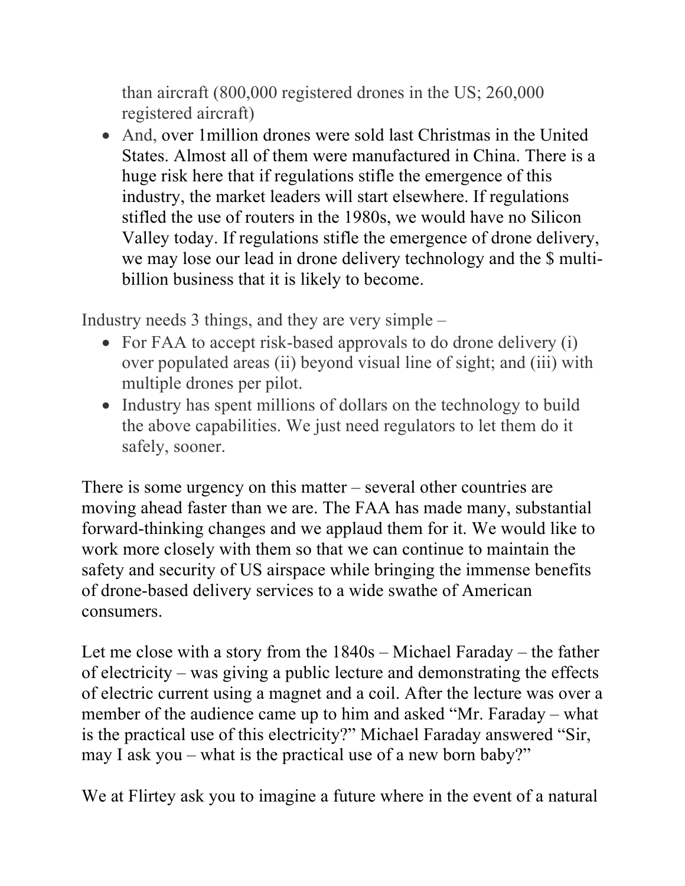than aircraft (800,000 registered drones in the US; 260,000 registered aircraft)

- And, over 1million drones were sold last Christmas in the United States. Almost all of them were manufactured in China. There is a huge risk here that if regulations stifle the emergence of this industry, the market leaders will start elsewhere. If regulations stifled the use of routers in the 1980s, we would have no Silicon Valley today. If regulations stifle the emergence of drone delivery, we may lose our lead in drone delivery technology and the $ multi-billion business that it is likely to become.

Industry needs 3 things, and they are very simple –

- For FAA to accept risk-based approvals to do drone delivery (i) over populated areas (ii) beyond visual line of sight; and (iii) with multiple drones per pilot.
- Industry has spent millions of dollars on the technology to build the above capabilities. We just need regulators to let them do it safely, sooner.

There is some urgency on this matter – several other countries are moving ahead faster than we are. The FAA has made many, substantial forward-thinking changes and we applaud them for it. We would like to work more closely with them so that we can continue to maintain the safety and security of US airspace while bringing the immense benefits of drone-based delivery services to a wide swathe of American consumers.

Let me close with a story from the 1840s – Michael Faraday – the father of electricity – was giving a public lecture and demonstrating the effects of electric current using a magnet and a coil. After the lecture was over a member of the audience came up to him and asked "Mr. Faraday – what is the practical use of this electricity?" Michael Faraday answered "Sir, may I ask you – what is the practical use of a new born baby?"

We at Flirtey ask you to imagine a future where in the event of a natural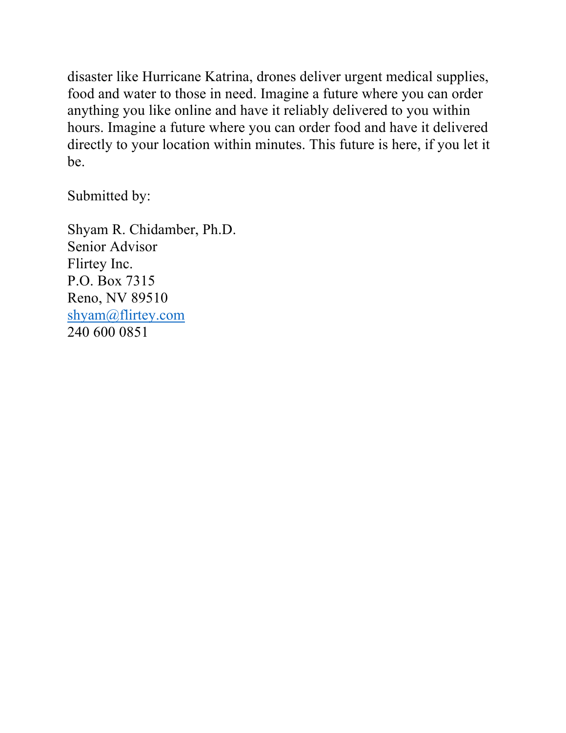disaster like Hurricane Katrina, drones deliver urgent medical supplies, food and water to those in need. Imagine a future where you can order anything you like online and have it reliably delivered to you within hours. Imagine a future where you can order food and have it delivered directly to your location within minutes. This future is here, if you let it be.

Submitted by:

Shyam R. Chidamber, Ph.D.
Senior Advisor
Flirtey Inc.
P.O. Box 7315
Reno, NV 89510
shyam@flirtey.com
240 600 0851